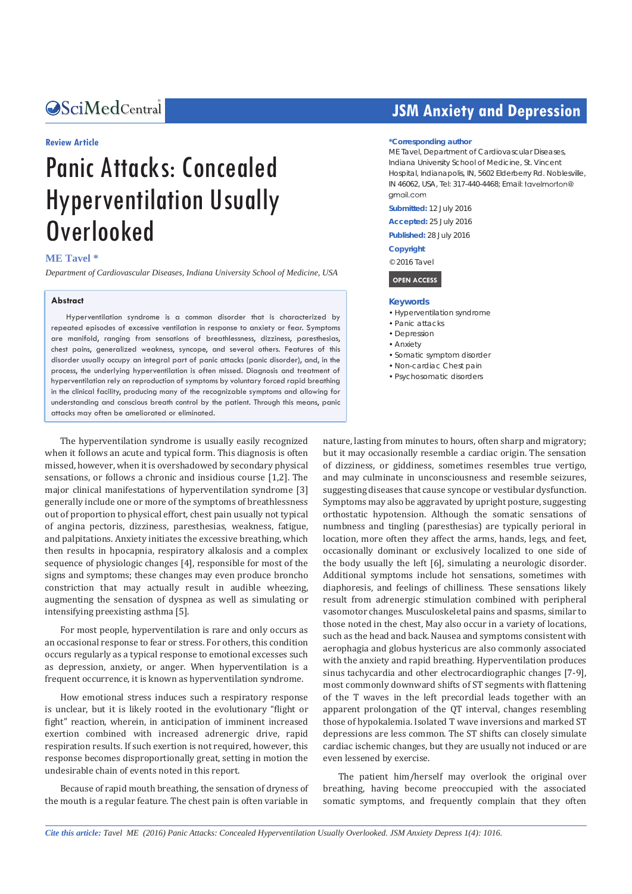Review Article

# Panic Attacks: Concealed Hyperventilation Usually Overlooked

**ME Tavel \***

*Department of Cardiovascular Diseases, Indiana University School of Medicine, USA*

**\*Corresponding author**

ME Tavel, Department of Cardiovascular Diseases, Indiana University School of Medicine, St. Vincent Hospital, Indianapolis, IN, 5602 Elderberry Rd. Noblesville, IN 46062, USA, Tel: 317-440-4468; Email: tavelmorton@gmail.com

**Submitted:** 12 July 2016

**Accepted:** 25 July 2016

**Published:** 28 July 2016

**Copyright**

© 2016 Tavel

**OPEN ACCESS**

**Keywords**

- Hyperventilation syndrome
- Panic attacks
- Depression
- Anxiety
- Somatic symptom disorder
- Non-cardiac Chest pain
- Psychosomatic disorders

## Abstract

Hyperventilation syndrome is a common disorder that is characterized by repeated episodes of excessive ventilation in response to anxiety or fear. Symptoms are manifold, ranging from sensations of breathlessness, dizziness, paresthesias, chest pains, generalized weakness, syncope, and several others. Features of this disorder usually occupy an integral part of panic attacks (panic disorder), and, in the process, the underlying hyperventilation is often missed. Diagnosis and treatment of hyperventilation rely on reproduction of symptoms by voluntary forced rapid breathing in the clinical facility, producing many of the recognizable symptoms and allowing for understanding and conscious breath control by the patient. Through this means, panic attacks may often be ameliorated or eliminated.

The hyperventilation syndrome is usually easily recognized when it follows an acute and typical form. This diagnosis is often missed, however, when it is overshadowed by secondary physical sensations, or follows a chronic and insidious course [1,2]. The major clinical manifestations of hyperventilation syndrome [3] generally include one or more of the symptoms of breathlessness out of proportion to physical effort, chest pain usually not typical of angina pectoris, dizziness, paresthesias, weakness, fatigue, and palpitations. Anxiety initiates the excessive breathing, which then results in hpocapnia, respiratory alkalosis and a complex sequence of physiologic changes [4], responsible for most of the signs and symptoms; these changes may even produce broncho constriction that may actually result in audible wheezing, augmenting the sensation of dyspnea as well as simulating or intensifying preexisting asthma [5].

For most people, hyperventilation is rare and only occurs as an occasional response to fear or stress. For others, this condition occurs regularly as a typical response to emotional excesses such as depression, anxiety, or anger. When hyperventilation is a frequent occurrence, it is known as hyperventilation syndrome.

How emotional stress induces such a respiratory response is unclear, but it is likely rooted in the evolutionary "flight or fight" reaction, wherein, in anticipation of imminent increased exertion combined with increased adrenergic drive, rapid respiration results. If such exertion is not required, however, this response becomes disproportionally great, setting in motion the undesirable chain of events noted in this report.

Because of rapid mouth breathing, the sensation of dryness of the mouth is a regular feature. The chest pain is often variable in nature, lasting from minutes to hours, often sharp and migratory; but it may occasionally resemble a cardiac origin. The sensation of dizziness, or giddiness, sometimes resembles true vertigo, and may culminate in unconsciousness and resemble seizures, suggesting diseases that cause syncope or vestibular dysfunction. Symptoms may also be aggravated by upright posture, suggesting orthostatic hypotension. Although the somatic sensations of numbness and tingling (paresthesias) are typically perioral in location, more often they affect the arms, hands, legs, and feet, occasionally dominant or exclusively localized to one side of the body usually the left [6], simulating a neurologic disorder. Additional symptoms include hot sensations, sometimes with diaphoresis, and feelings of chilliness. These sensations likely result from adrenergic stimulation combined with peripheral vasomotor changes. Musculoskeletal pains and spasms, similar to those noted in the chest, May also occur in a variety of locations, such as the head and back. Nausea and symptoms consistent with aerophagia and globus hystericus are also commonly associated with the anxiety and rapid breathing. Hyperventilation produces sinus tachycardia and other electrocardiographic changes [7-9], most commonly downward shifts of ST segments with flattening of the T waves in the left precordial leads together with an apparent prolongation of the QT interval, changes resembling those of hypokalemia. Isolated T wave inversions and marked ST depressions are less common. The ST shifts can closely simulate cardiac ischemic changes, but they are usually not induced or are even lessened by exercise.

The patient him/herself may overlook the original over breathing, having become preoccupied with the associated somatic symptoms, and frequently complain that they often

*Cite this article: Tavel ME (2016) Panic Attacks: Concealed Hyperventilation Usually Overlooked. JSM Anxiety Depress 1(4): 1016.*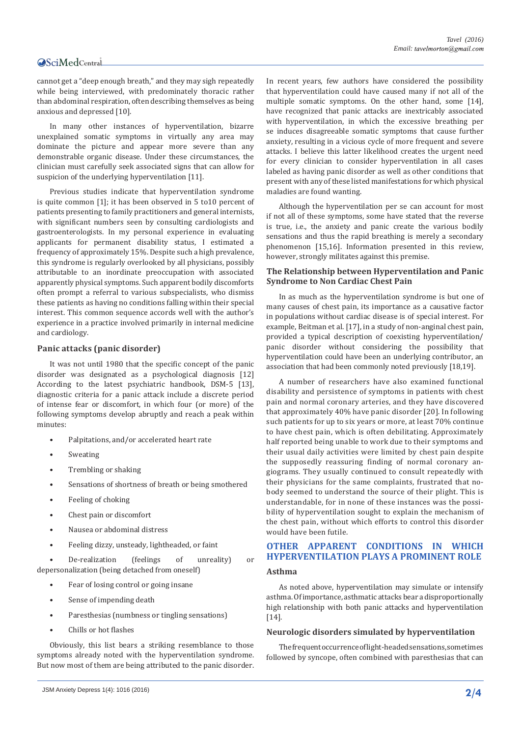cannot get a "deep enough breath," and they may sigh repeatedly while being interviewed, with predominately thoracic rather than abdominal respiration, often describing themselves as being anxious and depressed [10].

In many other instances of hyperventilation, bizarre unexplained somatic symptoms in virtually any area may dominate the picture and appear more severe than any demonstrable organic disease. Under these circumstances, the clinician must carefully seek associated signs that can allow for suspicion of the underlying hyperventilation [11].

Previous studies indicate that hyperventilation syndrome is quite common [1]; it has been observed in 5 to10 percent of patients presenting to family practitioners and general internists, with significant numbers seen by consulting cardiologists and gastroenterologists. In my personal experience in evaluating applicants for permanent disability status, I estimated a frequency of approximately 15%. Despite such a high prevalence, this syndrome is regularly overlooked by all physicians, possibly attributable to an inordinate preoccupation with associated apparently physical symptoms. Such apparent bodily discomforts often prompt a referral to various subspecialists, who dismiss these patients as having no conditions falling within their special interest. This common sequence accords well with the author's experience in a practice involved primarily in internal medicine and cardiology.

### Panic attacks (panic disorder)

It was not until 1980 that the specific concept of the panic disorder was designated as a psychological diagnosis [12] According to the latest psychiatric handbook, DSM-5 [13], diagnostic criteria for a panic attack include a discrete period of intense fear or discomfort, in which four (or more) of the following symptoms develop abruptly and reach a peak within minutes:

- Palpitations, and/or accelerated heart rate
- Sweating
- Trembling or shaking
- Sensations of shortness of breath or being smothered
- Feeling of choking
- Chest pain or discomfort
- Nausea or abdominal distress
- Feeling dizzy, unsteady, lightheaded, or faint
- De-realization (feelings of unreality) or depersonalization (being detached from oneself)
- Fear of losing control or going insane
- Sense of impending death
- Paresthesias (numbness or tingling sensations)
- Chills or hot flashes

Obviously, this list bears a striking resemblance to those symptoms already noted with the hyperventilation syndrome. But now most of them are being attributed to the panic disorder. In recent years, few authors have considered the possibility that hyperventilation could have caused many if not all of the multiple somatic symptoms. On the other hand, some [14], have recognized that panic attacks are inextricably associated with hyperventilation, in which the excessive breathing per se induces disagreeable somatic symptoms that cause further anxiety, resulting in a vicious cycle of more frequent and severe attacks. I believe this latter likelihood creates the urgent need for every clinician to consider hyperventilation in all cases labeled as having panic disorder as well as other conditions that present with any of these listed manifestations for which physical maladies are found wanting.

Although the hyperventilation per se can account for most if not all of these symptoms, some have stated that the reverse is true, i.e., the anxiety and panic create the various bodily sensations and thus the rapid breathing is merely a secondary phenomenon [15,16]. Information presented in this review, however, strongly militates against this premise.

### The Relationship between Hyperventilation and Panic Syndrome to Non Cardiac Chest Pain

In as much as the hyperventilation syndrome is but one of many causes of chest pain, its importance as a causative factor in populations without cardiac disease is of special interest. For example, Beitman et al. [17], in a study of non-anginal chest pain, provided a typical description of coexisting hyperventilation/panic disorder without considering the possibility that hyperventilation could have been an underlying contributor, an association that had been commonly noted previously [18,19].

A number of researchers have also examined functional disability and persistence of symptoms in patients with chest pain and normal coronary arteries, and they have discovered that approximately 40% have panic disorder [20]. In following such patients for up to six years or more, at least 70% continue to have chest pain, which is often debilitating. Approximately half reported being unable to work due to their symptoms and their usual daily activities were limited by chest pain despite the supposedly reassuring finding of normal coronary angiograms. They usually continued to consult repeatedly with their physicians for the same complaints, frustrated that nobody seemed to understand the source of their plight. This is understandable, for in none of these instances was the possibility of hyperventilation sought to explain the mechanism of the chest pain, without which efforts to control this disorder would have been futile.

## OTHER APPARENT CONDITIONS IN WHICH HYPERVENTILATION PLAYS A PROMINENT ROLE

### Asthma

As noted above, hyperventilation may simulate or intensify asthma. Of importance, asthmatic attacks bear a disproportionally high relationship with both panic attacks and hyperventilation [14].

### Neurologic disorders simulated by hyperventilation

The frequent occurrence of light-headed sensations, sometimes followed by syncope, often combined with paresthesias that can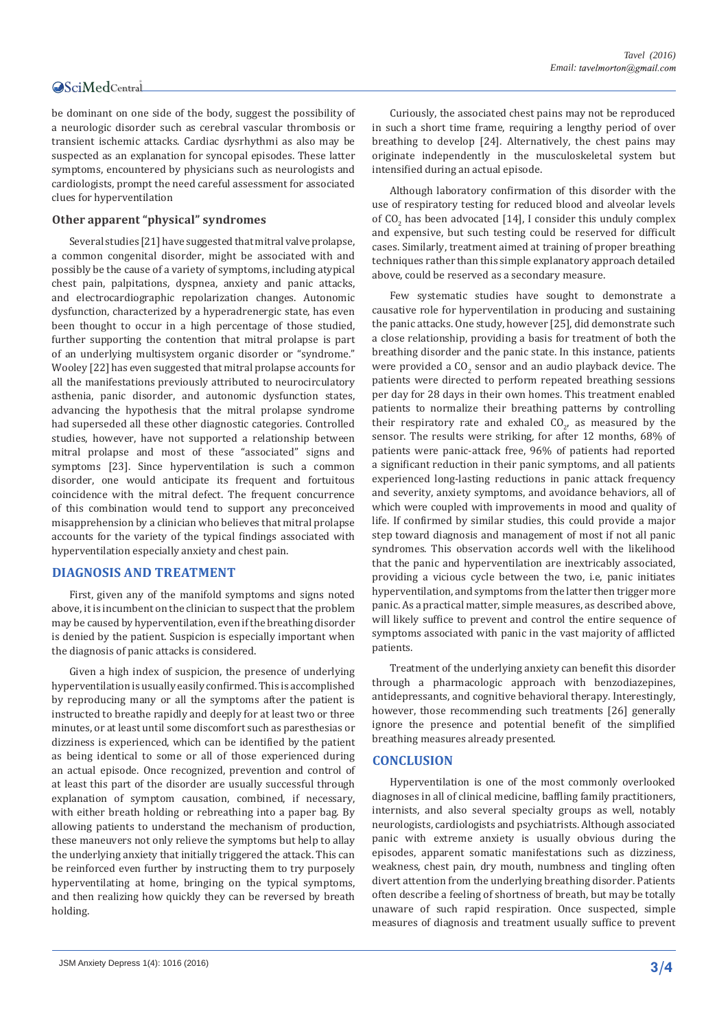be dominant on one side of the body, suggest the possibility of a neurologic disorder such as cerebral vascular thrombosis or transient ischemic attacks. Cardiac dysrhythmi as also may be suspected as an explanation for syncopal episodes. These latter symptoms, encountered by physicians such as neurologists and cardiologists, prompt the need careful assessment for associated clues for hyperventilation

### Other apparent "physical" syndromes

Several studies [21] have suggested that mitral valve prolapse, a common congenital disorder, might be associated with and possibly be the cause of a variety of symptoms, including atypical chest pain, palpitations, dyspnea, anxiety and panic attacks, and electrocardiographic repolarization changes. Autonomic dysfunction, characterized by a hyperadrenergic state, has even been thought to occur in a high percentage of those studied, further supporting the contention that mitral prolapse is part of an underlying multisystem organic disorder or "syndrome." Wooley [22] has even suggested that mitral prolapse accounts for all the manifestations previously attributed to neurocirculatory asthenia, panic disorder, and autonomic dysfunction states, advancing the hypothesis that the mitral prolapse syndrome had superseded all these other diagnostic categories. Controlled studies, however, have not supported a relationship between mitral prolapse and most of these "associated" signs and symptoms [23]. Since hyperventilation is such a common disorder, one would anticipate its frequent and fortuitous coincidence with the mitral defect. The frequent concurrence of this combination would tend to support any preconceived misapprehension by a clinician who believes that mitral prolapse accounts for the variety of the typical findings associated with hyperventilation especially anxiety and chest pain.

## DIAGNOSIS AND TREATMENT

First, given any of the manifold symptoms and signs noted above, it is incumbent on the clinician to suspect that the problem may be caused by hyperventilation, even if the breathing disorder is denied by the patient. Suspicion is especially important when the diagnosis of panic attacks is considered.

Given a high index of suspicion, the presence of underlying hyperventilation is usually easily confirmed. This is accomplished by reproducing many or all the symptoms after the patient is instructed to breathe rapidly and deeply for at least two or three minutes, or at least until some discomfort such as paresthesias or dizziness is experienced, which can be identified by the patient as being identical to some or all of those experienced during an actual episode. Once recognized, prevention and control of at least this part of the disorder are usually successful through explanation of symptom causation, combined, if necessary, with either breath holding or rebreathing into a paper bag. By allowing patients to understand the mechanism of production, these maneuvers not only relieve the symptoms but help to allay the underlying anxiety that initially triggered the attack. This can be reinforced even further by instructing them to try purposely hyperventilating at home, bringing on the typical symptoms, and then realizing how quickly they can be reversed by breath holding.

Curiously, the associated chest pains may not be reproduced in such a short time frame, requiring a lengthy period of over breathing to develop [24]. Alternatively, the chest pains may originate independently in the musculoskeletal system but intensified during an actual episode.

Although laboratory confirmation of this disorder with the use of respiratory testing for reduced blood and alveolar levels of $CO_2$ has been advocated [14], I consider this unduly complex and expensive, but such testing could be reserved for difficult cases. Similarly, treatment aimed at training of proper breathing techniques rather than this simple explanatory approach detailed above, could be reserved as a secondary measure.

Few systematic studies have sought to demonstrate a causative role for hyperventilation in producing and sustaining the panic attacks. One study, however [25], did demonstrate such a close relationship, providing a basis for treatment of both the breathing disorder and the panic state. In this instance, patients were provided a $CO_2$ sensor and an audio playback device. The patients were directed to perform repeated breathing sessions per day for 28 days in their own homes. This treatment enabled patients to normalize their breathing patterns by controlling their respiratory rate and exhaled $CO_2$, as measured by the sensor. The results were striking, for after 12 months, 68% of patients were panic-attack free, 96% of patients had reported a significant reduction in their panic symptoms, and all patients experienced long-lasting reductions in panic attack frequency and severity, anxiety symptoms, and avoidance behaviors, all of which were coupled with improvements in mood and quality of life. If confirmed by similar studies, this could provide a major step toward diagnosis and management of most if not all panic syndromes. This observation accords well with the likelihood that the panic and hyperventilation are inextricably associated, providing a vicious cycle between the two, i.e, panic initiates hyperventilation, and symptoms from the latter then trigger more panic. As a practical matter, simple measures, as described above, will likely suffice to prevent and control the entire sequence of symptoms associated with panic in the vast majority of afflicted patients.

Treatment of the underlying anxiety can benefit this disorder through a pharmacologic approach with benzodiazepines, antidepressants, and cognitive behavioral therapy. Interestingly, however, those recommending such treatments [26] generally ignore the presence and potential benefit of the simplified breathing measures already presented.

## CONCLUSION

Hyperventilation is one of the most commonly overlooked diagnoses in all of clinical medicine, baffling family practitioners, internists, and also several specialty groups as well, notably neurologists, cardiologists and psychiatrists. Although associated panic with extreme anxiety is usually obvious during the episodes, apparent somatic manifestations such as dizziness, weakness, chest pain, dry mouth, numbness and tingling often divert attention from the underlying breathing disorder. Patients often describe a feeling of shortness of breath, but may be totally unaware of such rapid respiration. Once suspected, simple measures of diagnosis and treatment usually suffice to prevent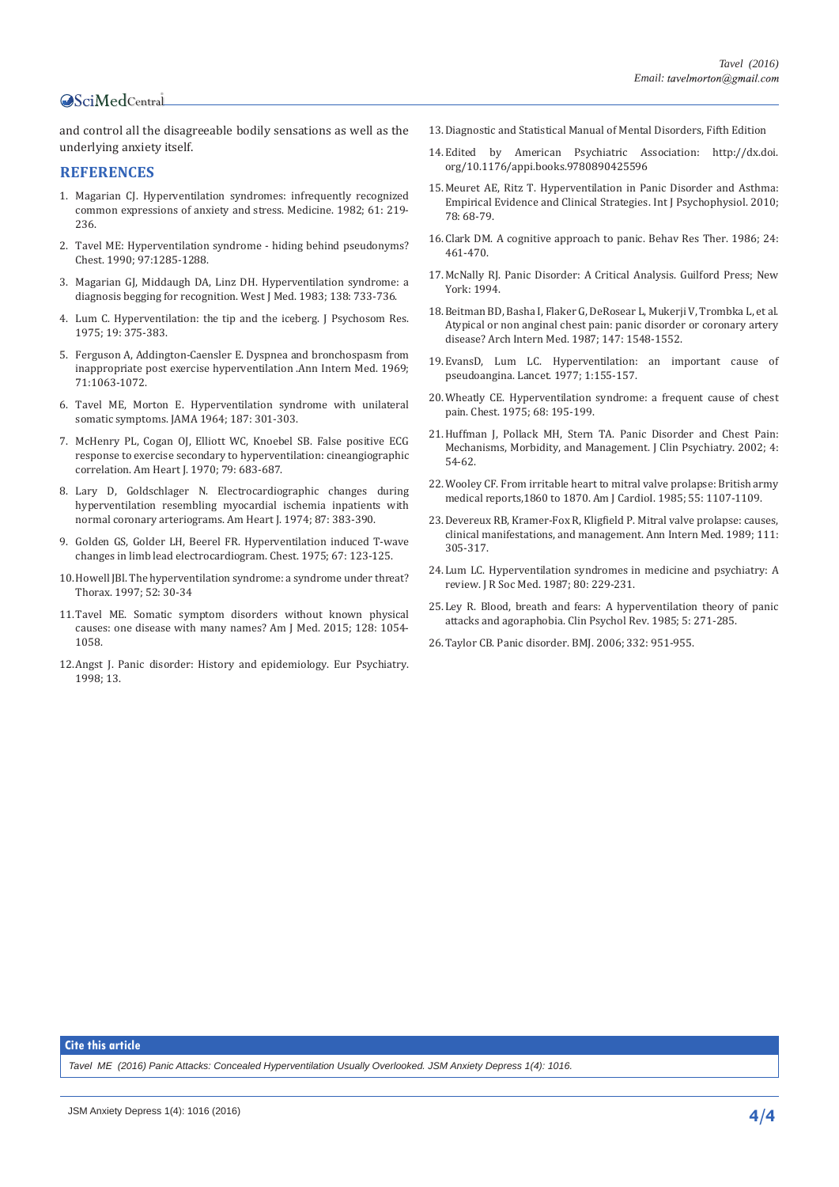and control all the disagreeable bodily sensations as well as the underlying anxiety itself.

## REFERENCES

1. Magarian CJ. Hyperventilation syndromes: infrequently recognized common expressions of anxiety and stress. Medicine. 1982; 61: 219-236.
2. Tavel ME: Hyperventilation syndrome - hiding behind pseudonyms? Chest. 1990; 97:1285-1288.
3. Magarian GJ, Middaugh DA, Linz DH. Hyperventilation syndrome: a diagnosis begging for recognition. West J Med. 1983; 138: 733-736.
4. Lum C. Hyperventilation: the tip and the iceberg. J Psychosom Res. 1975; 19: 375-383.
5. Ferguson A, Addington-Caensler E. Dyspnea and bronchospasm from inappropriate post exercise hyperventilation .Ann Intern Med. 1969; 71:1063-1072.
6. Tavel ME, Morton E. Hyperventilation syndrome with unilateral somatic symptoms. JAMA 1964; 187: 301-303.
7. McHenry PL, Cogan OJ, Elliott WC, Knoebel SB. False positive ECG response to exercise secondary to hyperventilation: cineangiographic correlation. Am Heart J. 1970; 79: 683-687.
8. Lary D, Goldschlager N. Electrocardiographic changes during hyperventilation resembling myocardial ischemia inpatients with normal coronary arteriograms. Am Heart J. 1974; 87: 383-390.
9. Golden GS, Golder LH, Beerel FR. Hyperventilation induced T-wave changes in limb lead electrocardiogram. Chest. 1975; 67: 123-125.
10. Howell JBl. The hyperventilation syndrome: a syndrome under threat? Thorax. 1997; 52: 30-34
11. Tavel ME. Somatic symptom disorders without known physical causes: one disease with many names? Am J Med. 2015; 128: 1054-1058.
12. Angst J. Panic disorder: History and epidemiology. Eur Psychiatry. 1998; 13.
13. Diagnostic and Statistical Manual of Mental Disorders, Fifth Edition
14. Edited by American Psychiatric Association: http://dx.doi.org/10.1176/appi.books.9780890425596
15. Meuret AE, Ritz T. Hyperventilation in Panic Disorder and Asthma: Empirical Evidence and Clinical Strategies. Int J Psychophysiol. 2010; 78: 68-79.
16. Clark DM. A cognitive approach to panic. Behav Res Ther. 1986; 24: 461-470.
17. McNally RJ. Panic Disorder: A Critical Analysis. Guilford Press; New York: 1994.
18. Beitman BD, Basha I, Flaker G, DeRosear L, Mukerji V, Trombka L, et al. Atypical or non anginal chest pain: panic disorder or coronary artery disease? Arch Intern Med. 1987; 147: 1548-1552.
19. EvansD, Lum LC. Hyperventilation: an important cause of pseudoangina. Lancet. 1977; 1:155-157.
20. Wheatly CE. Hyperventilation syndrome: a frequent cause of chest pain. Chest. 1975; 68: 195-199.
21. Huffman J, Pollack MH, Stern TA. Panic Disorder and Chest Pain: Mechanisms, Morbidity, and Management. J Clin Psychiatry. 2002; 4: 54-62.
22. Wooley CF. From irritable heart to mitral valve prolapse: British army medical reports,1860 to 1870. Am J Cardiol. 1985; 55: 1107-1109.
23. Devereux RB, Kramer-Fox R, Kligfield P. Mitral valve prolapse: causes, clinical manifestations, and management. Ann Intern Med. 1989; 111: 305-317.
24. Lum LC. Hyperventilation syndromes in medicine and psychiatry: A review. J R Soc Med. 1987; 80: 229-231.
25. Ley R. Blood, breath and fears: A hyperventilation theory of panic attacks and agoraphobia. Clin Psychol Rev. 1985; 5: 271-285.
26. Taylor CB. Panic disorder. BMJ. 2006; 332: 951-955.

**Cite this article**

*Tavel ME (2016) Panic Attacks: Concealed Hyperventilation Usually Overlooked. JSM Anxiety Depress 1(4): 1016.*